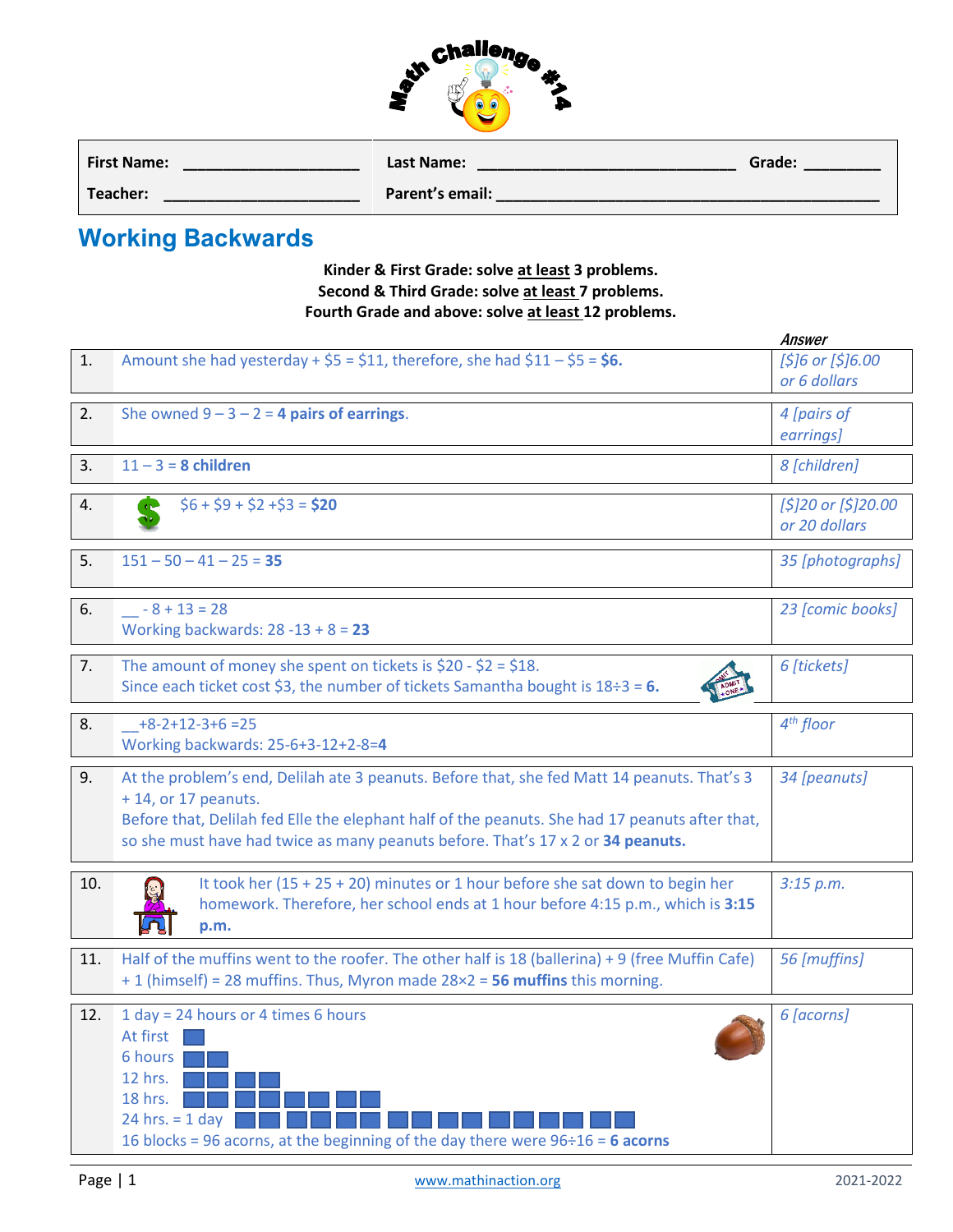Math Challenge #14

| First Name: ____________________ | Last Name: ______________________________ | Grade: ________ |
|---|---|---|
| Teacher: ______________________ | Parent's email: ____________________________________________ | |

## Working Backwards

**Kinder & First Grade: solve at least 3 problems.**
**Second & Third Grade: solve at least 7 problems.**
**Fourth Grade and above: solve at least 12 problems.**

| # | Solution | *Answer* |
|---|---|---|
| 1. | Amount she had yesterday + \$5 = \$11, therefore, she had \$11 – \$5 = **\$6.** | *[\$]6 or [\$]6.00 or 6 dollars* |
| 2. | She owned 9 – 3 – 2 = **4 pairs of earrings**. | *4 [pairs of earrings]* |
| 3. | 11 – 3 = **8 children** | *8 [children]* |
| 4. | \$6 + \$9 + \$2 +\$3 = **\$20** | *[\$]20 or [\$]20.00 or 20 dollars* |
| 5. | 151 – 50 – 41 – 25 = **35** | *35 [photographs]* |
| 6. | __ - 8 + 13 = 28<br>Working backwards: 28 -13 + 8 = **23** | *23 [comic books]* |
| 7. | The amount of money she spent on tickets is \$20 - \$2 = \$18.<br>Since each ticket cost \$3, the number of tickets Samantha bought is 18÷3 = **6.** | *6 [tickets]* |
| 8. | __+8-2+12-3+6 =25<br>Working backwards: 25-6+3-12+2-8=**4** | *4th floor* |
| 9. | At the problem's end, Delilah ate 3 peanuts. Before that, she fed Matt 14 peanuts. That's 3 + 14, or 17 peanuts.<br>Before that, Delilah fed Elle the elephant half of the peanuts. She had 17 peanuts after that, so she must have had twice as many peanuts before. That's 17 x 2 or **34 peanuts.** | *34 [peanuts]* |
| 10. | It took her (15 + 25 + 20) minutes or 1 hour before she sat down to begin her homework. Therefore, her school ends at 1 hour before 4:15 p.m., which is **3:15 p.m.** | *3:15 p.m.* |
| 11. | Half of the muffins went to the roofer. The other half is 18 (ballerina) + 9 (free Muffin Cafe) + 1 (himself) = 28 muffins. Thus, Myron made 28×2 = **56 muffins** this morning. | *56 [muffins]* |
| 12. | 1 day = 24 hours or 4 times 6 hours<br>At first ■<br>6 hours ■■<br>12 hrs. ■■■■<br>18 hrs. ■■■■■■■■<br>24 hrs. = 1 day ■■■■■■■■■■■■■■■■<br>16 blocks = 96 acorns, at the beginning of the day there were 96÷16 = **6 acorns** | *6 [acorns]* |

www.mathinaction.org

2021-2022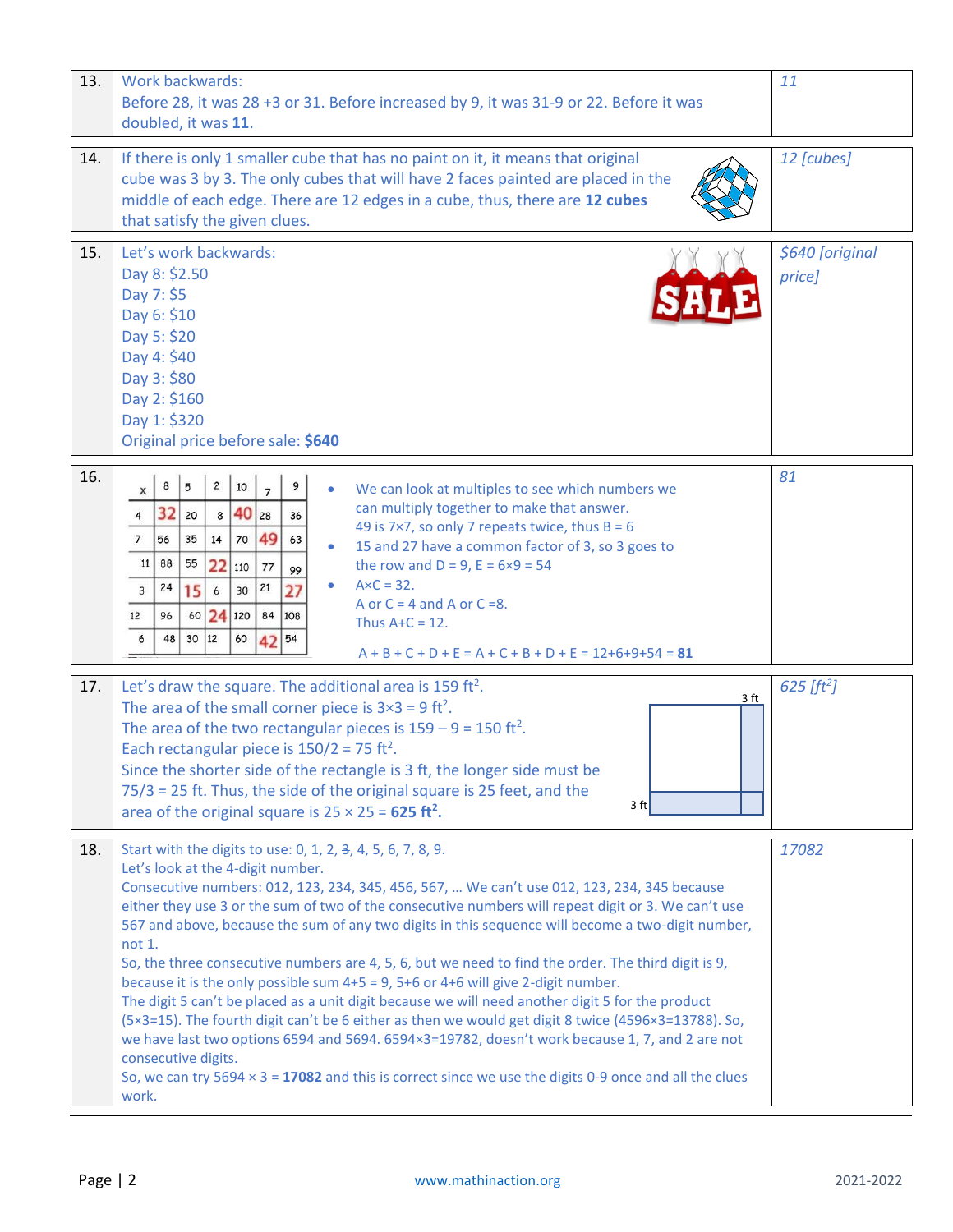| | | |
|---|---|---|
| 13. | Work backwards:<br>Before 28, it was 28 +3 or 31. Before increased by 9, it was 31-9 or 22. Before it was doubled, it was **11**. | *11* |
| 14. | If there is only 1 smaller cube that has no paint on it, it means that original cube was 3 by 3. The only cubes that will have 2 faces painted are placed in the middle of each edge. There are 12 edges in a cube, thus, there are **12 cubes** that satisfy the given clues. | *12 [cubes]* |
| 15. | Let's work backwards:<br>Day 8: \$2.50<br>Day 7: \$5<br>Day 6: \$10<br>Day 5: \$20<br>Day 4: \$40<br>Day 3: \$80<br>Day 2: \$160<br>Day 1: \$320<br>Original price before sale: **\$640** | *\$640 [original price]* |
| 16. | (multiplication grid – see below)<br>• We can look at multiples to see which numbers we can multiply together to make that answer. 49 is 7×7, so only 7 repeats twice, thus B = 6<br>• 15 and 27 have a common factor of 3, so 3 goes to the row and D = 9, E = 6×9 = 54<br>• A×C = 32. A or C = 4 and A or C =8. Thus A+C = 12.<br>A + B + C + D + E = A + C + B + D + E = 12+6+9+54 = **81** | *81* |
| 17. | Let's draw the square. The additional area is 159 $ft^2$.<br>The area of the small corner piece is 3×3 = 9 $ft^2$.<br>The area of the two rectangular pieces is 159 – 9 = 150 $ft^2$.<br>Each rectangular piece is 150/2 = 75 $ft^2$.<br>Since the shorter side of the rectangle is 3 ft, the longer side must be 75/3 = 25 ft. Thus, the side of the original square is 25 feet, and the area of the original square is 25 × 25 = **625 $ft^2$.**<br>3 ft<br>3 ft | *625 [$ft^2$]* |
| 18. | Start with the digits to use: 0, 1, 2, ~~3~~, 4, 5, 6, 7, 8, 9.<br>Let's look at the 4-digit number.<br>Consecutive numbers: 012, 123, 234, 345, 456, 567, … We can't use 012, 123, 234, 345 because either they use 3 or the sum of two of the consecutive numbers will repeat digit or 3. We can't use 567 and above, because the sum of any two digits in this sequence will become a two-digit number, not 1.<br>So, the three consecutive numbers are 4, 5, 6, but we need to find the order. The third digit is 9, because it is the only possible sum 4+5 = 9, 5+6 or 4+6 will give 2-digit number.<br>The digit 5 can't be placed as a unit digit because we will need another digit 5 for the product (5×3=15). The fourth digit can't be 6 either as then we would get digit 8 twice (4596×3=13788). So, we have last two options 6594 and 5694. 6594×3=19782, doesn't work because 1, 7, and 2 are not consecutive digits.<br>So, we can try 5694 × 3 = **17082** and this is correct since we use the digits 0-9 once and all the clues work. | *17082* |

Grid for problem 16:

| x | 8 | 5 | 2 | 10 | 7 | 9 |
|---|---|---|---|---|---|---|
| 4 | **32** | 20 | 8 | **40** | 28 | 36 |
| 7 | 56 | 35 | 14 | 70 | **49** | 63 |
| 11 | 88 | 55 | **22** | 110 | 77 | 99 |
| 3 | 24 | **15** | 6 | 30 | 21 | **27** |
| 12 | 96 | 60 | **24** | 120 | 84 | 108 |
| 6 | 48 | 30 | 12 | 60 | **42** | 54 |